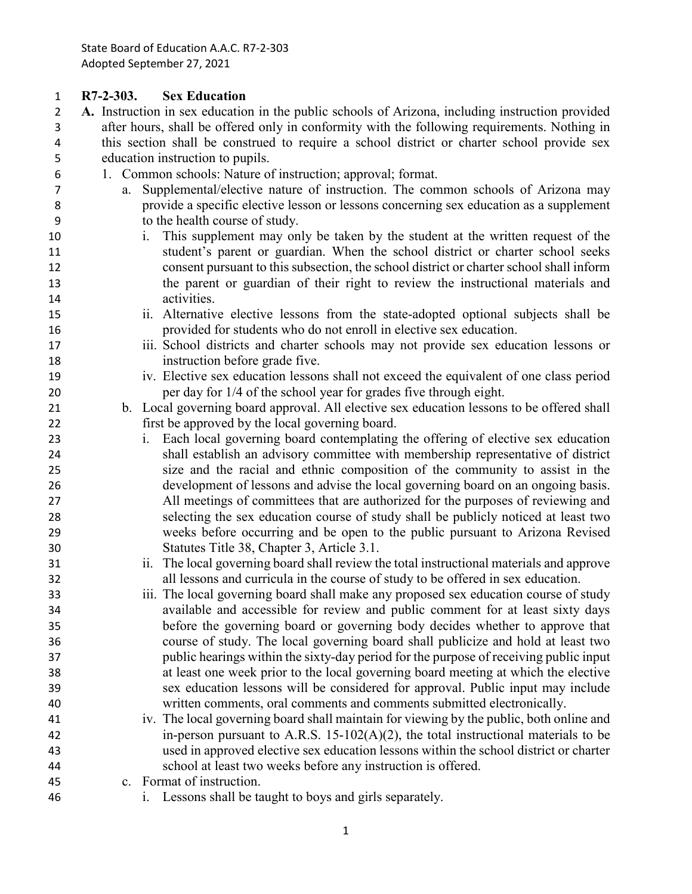State Board of Education A.A.C. R7-2-303
Adopted September 27, 2021

**R7-2-303. Sex Education**

**A.** Instruction in sex education in the public schools of Arizona, including instruction provided after hours, shall be offered only in conformity with the following requirements. Nothing in this section shall be construed to require a school district or charter school provide sex education instruction to pupils.

1. Common schools: Nature of instruction; approval; format.
   a. Supplemental/elective nature of instruction. The common schools of Arizona may provide a specific elective lesson or lessons concerning sex education as a supplement to the health course of study.
      i. This supplement may only be taken by the student at the written request of the student's parent or guardian. When the school district or charter school seeks consent pursuant to this subsection, the school district or charter school shall inform the parent or guardian of their right to review the instructional materials and activities.
      ii. Alternative elective lessons from the state-adopted optional subjects shall be provided for students who do not enroll in elective sex education.
      iii. School districts and charter schools may not provide sex education lessons or instruction before grade five.
      iv. Elective sex education lessons shall not exceed the equivalent of one class period per day for 1/4 of the school year for grades five through eight.
   b. Local governing board approval. All elective sex education lessons to be offered shall first be approved by the local governing board.
      i. Each local governing board contemplating the offering of elective sex education shall establish an advisory committee with membership representative of district size and the racial and ethnic composition of the community to assist in the development of lessons and advise the local governing board on an ongoing basis. All meetings of committees that are authorized for the purposes of reviewing and selecting the sex education course of study shall be publicly noticed at least two weeks before occurring and be open to the public pursuant to Arizona Revised Statutes Title 38, Chapter 3, Article 3.1.
      ii. The local governing board shall review the total instructional materials and approve all lessons and curricula in the course of study to be offered in sex education.
      iii. The local governing board shall make any proposed sex education course of study available and accessible for review and public comment for at least sixty days before the governing board or governing body decides whether to approve that course of study. The local governing board shall publicize and hold at least two public hearings within the sixty-day period for the purpose of receiving public input at least one week prior to the local governing board meeting at which the elective sex education lessons will be considered for approval. Public input may include written comments, oral comments and comments submitted electronically.
      iv. The local governing board shall maintain for viewing by the public, both online and in-person pursuant to A.R.S. 15-102(A)(2), the total instructional materials to be used in approved elective sex education lessons within the school district or charter school at least two weeks before any instruction is offered.
   c. Format of instruction.
      i. Lessons shall be taught to boys and girls separately.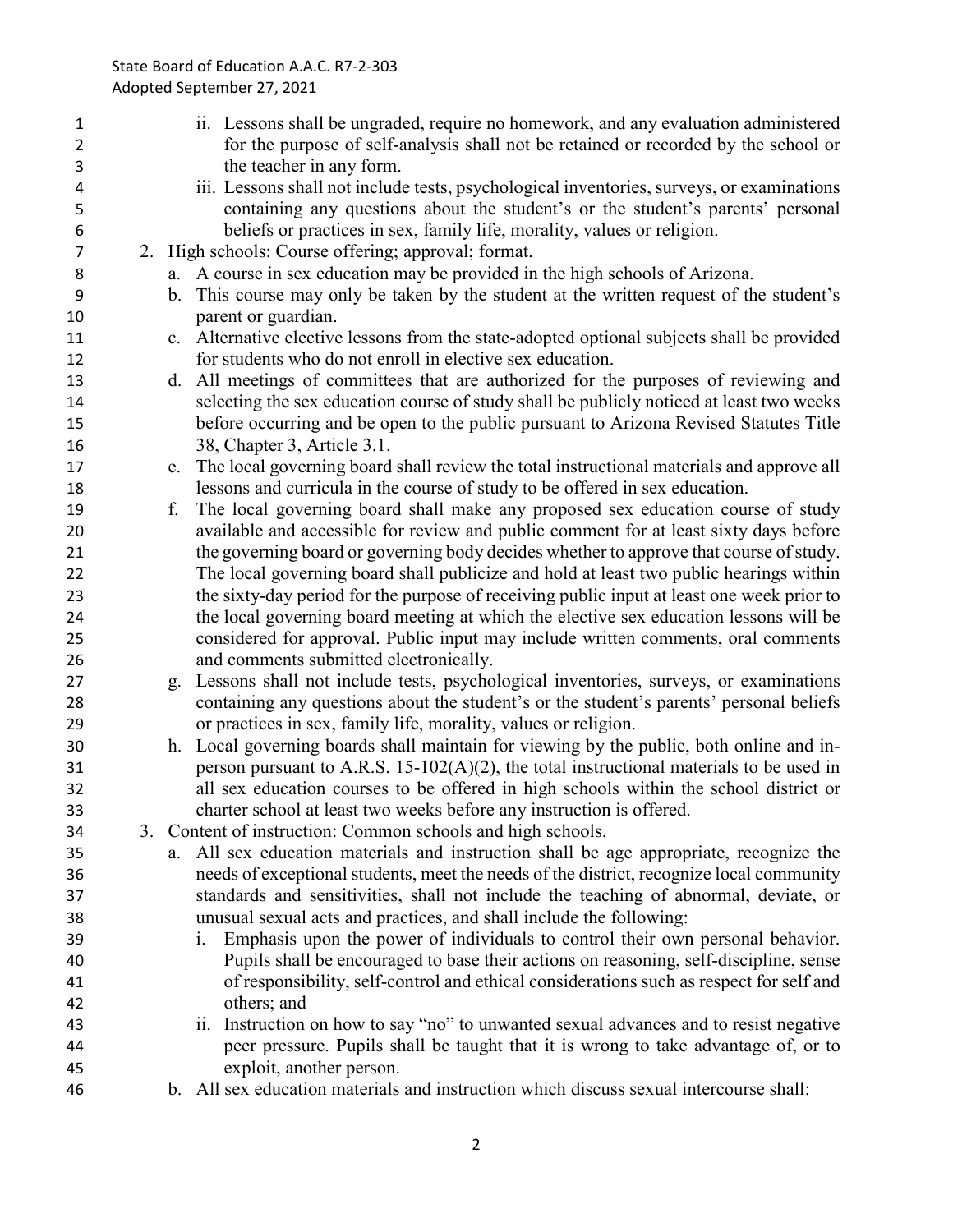ii. Lessons shall be ungraded, require no homework, and any evaluation administered for the purpose of self-analysis shall not be retained or recorded by the school or the teacher in any form.

iii. Lessons shall not include tests, psychological inventories, surveys, or examinations containing any questions about the student's or the student's parents' personal beliefs or practices in sex, family life, morality, values or religion.

2. High schools: Course offering; approval; format.
   a. A course in sex education may be provided in the high schools of Arizona.
   b. This course may only be taken by the student at the written request of the student's parent or guardian.
   c. Alternative elective lessons from the state-adopted optional subjects shall be provided for students who do not enroll in elective sex education.
   d. All meetings of committees that are authorized for the purposes of reviewing and selecting the sex education course of study shall be publicly noticed at least two weeks before occurring and be open to the public pursuant to Arizona Revised Statutes Title 38, Chapter 3, Article 3.1.
   e. The local governing board shall review the total instructional materials and approve all lessons and curricula in the course of study to be offered in sex education.
   f. The local governing board shall make any proposed sex education course of study available and accessible for review and public comment for at least sixty days before the governing board or governing body decides whether to approve that course of study. The local governing board shall publicize and hold at least two public hearings within the sixty-day period for the purpose of receiving public input at least one week prior to the local governing board meeting at which the elective sex education lessons will be considered for approval. Public input may include written comments, oral comments and comments submitted electronically.
   g. Lessons shall not include tests, psychological inventories, surveys, or examinations containing any questions about the student's or the student's parents' personal beliefs or practices in sex, family life, morality, values or religion.
   h. Local governing boards shall maintain for viewing by the public, both online and in-person pursuant to A.R.S. 15-102(A)(2), the total instructional materials to be used in all sex education courses to be offered in high schools within the school district or charter school at least two weeks before any instruction is offered.

3. Content of instruction: Common schools and high schools.
   a. All sex education materials and instruction shall be age appropriate, recognize the needs of exceptional students, meet the needs of the district, recognize local community standards and sensitivities, shall not include the teaching of abnormal, deviate, or unusual sexual acts and practices, and shall include the following:
      i. Emphasis upon the power of individuals to control their own personal behavior. Pupils shall be encouraged to base their actions on reasoning, self-discipline, sense of responsibility, self-control and ethical considerations such as respect for self and others; and
      ii. Instruction on how to say "no" to unwanted sexual advances and to resist negative peer pressure. Pupils shall be taught that it is wrong to take advantage of, or to exploit, another person.
   b. All sex education materials and instruction which discuss sexual intercourse shall: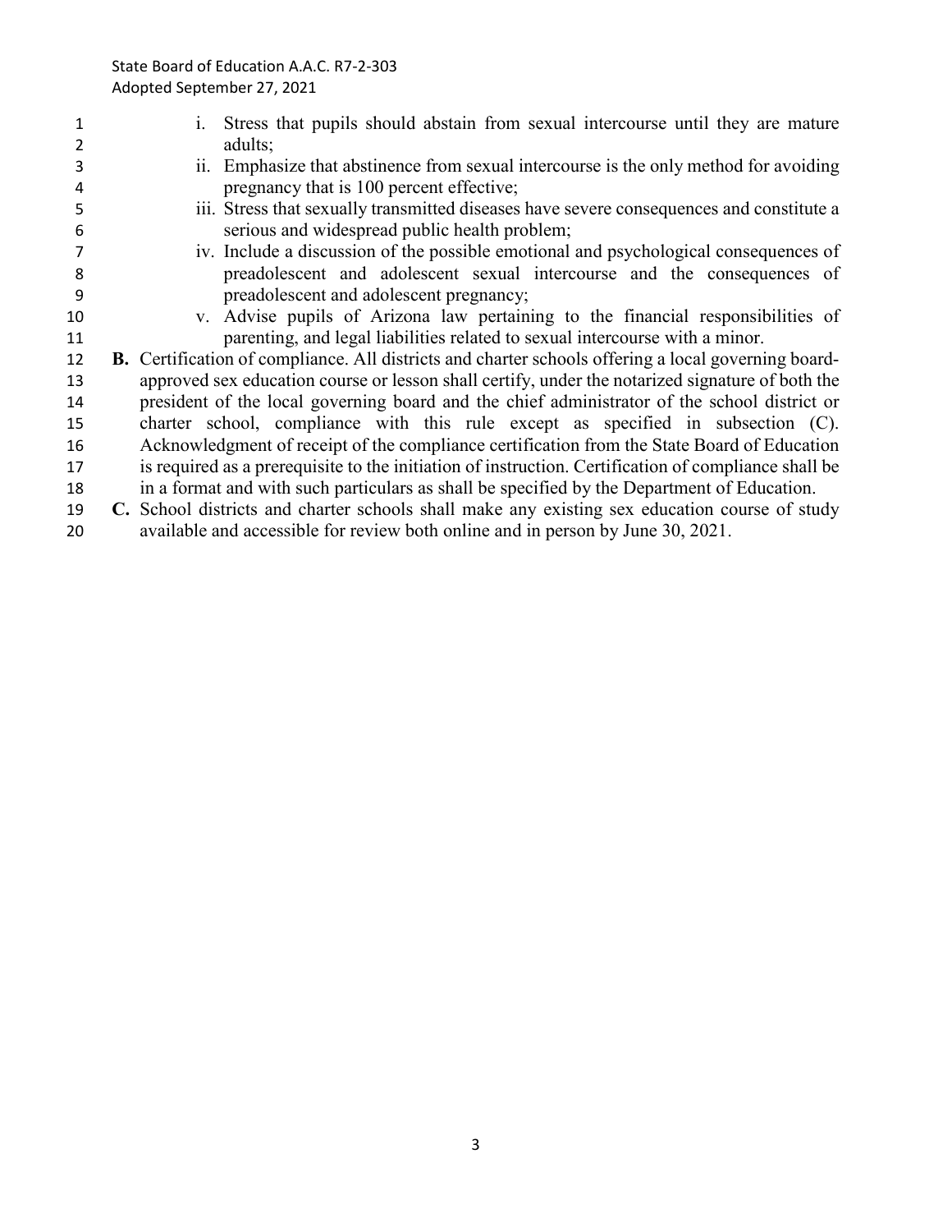i. Stress that pupils should abstain from sexual intercourse until they are mature adults;

ii. Emphasize that abstinence from sexual intercourse is the only method for avoiding pregnancy that is 100 percent effective;

iii. Stress that sexually transmitted diseases have severe consequences and constitute a serious and widespread public health problem;

iv. Include a discussion of the possible emotional and psychological consequences of preadolescent and adolescent sexual intercourse and the consequences of preadolescent and adolescent pregnancy;

v. Advise pupils of Arizona law pertaining to the financial responsibilities of parenting, and legal liabilities related to sexual intercourse with a minor.

**B.** Certification of compliance. All districts and charter schools offering a local governing board-approved sex education course or lesson shall certify, under the notarized signature of both the president of the local governing board and the chief administrator of the school district or charter school, compliance with this rule except as specified in subsection (C). Acknowledgment of receipt of the compliance certification from the State Board of Education is required as a prerequisite to the initiation of instruction. Certification of compliance shall be in a format and with such particulars as shall be specified by the Department of Education.

**C.** School districts and charter schools shall make any existing sex education course of study available and accessible for review both online and in person by June 30, 2021.